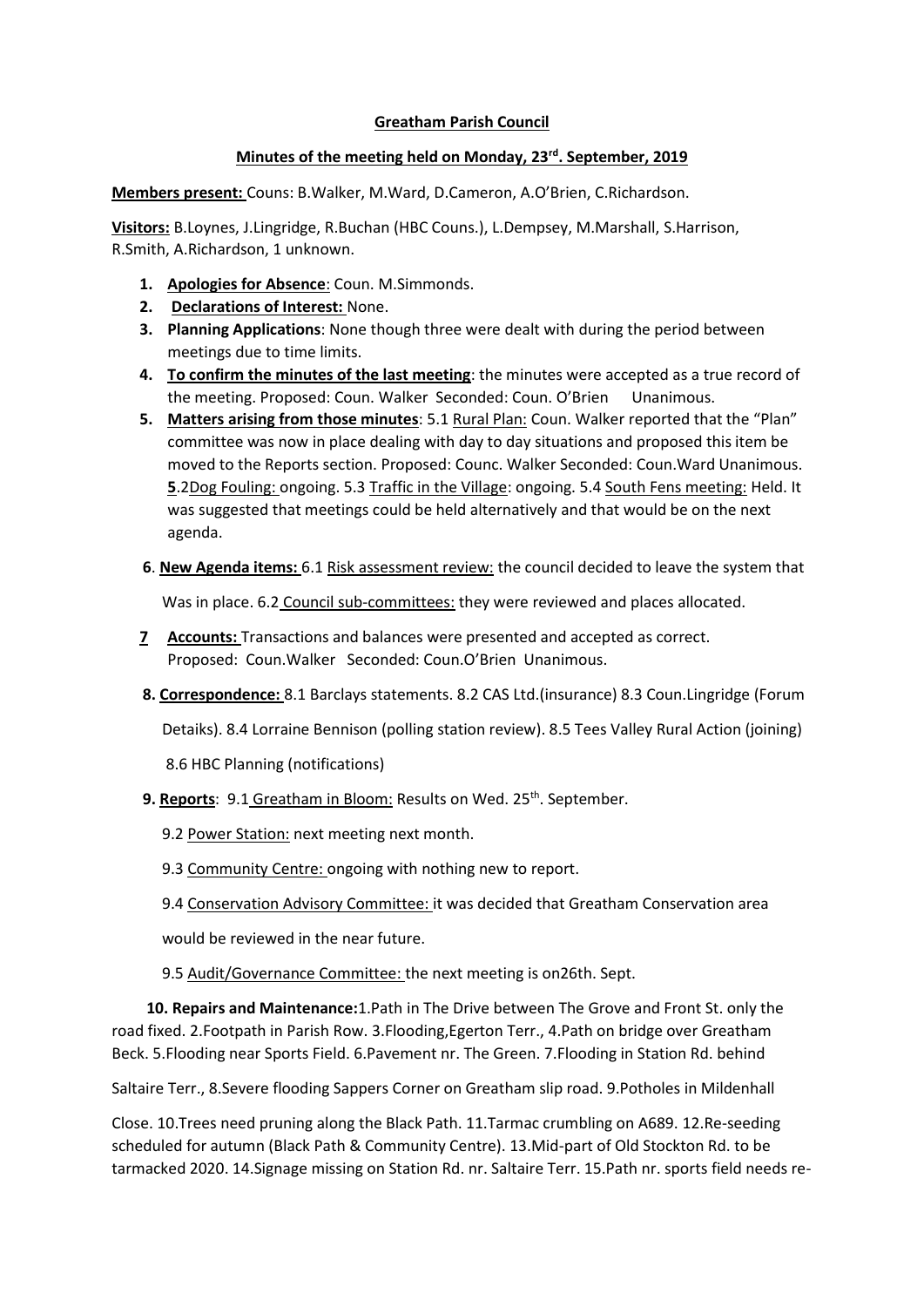**Greatham Parish Council**

**Minutes of the meeting held on Monday, 23rd. September, 2019**

**Members present:** Couns: B.Walker, M.Ward, D.Cameron, A.O'Brien, C.Richardson.

**Visitors:** B.Loynes, J.Lingridge, R.Buchan (HBC Couns.), L.Dempsey, M.Marshall, S.Harrison, R.Smith, A.Richardson, 1 unknown.

1. **Apologies for Absence**: Coun. M.Simmonds.
2. **Declarations of Interest:** None.
3. **Planning Applications**: None though three were dealt with during the period between meetings due to time limits.
4. **To confirm the minutes of the last meeting**: the minutes were accepted as a true record of the meeting. Proposed: Coun. Walker Seconded: Coun. O'Brien Unanimous.
5. **Matters arising from those minutes**: 5.1 Rural Plan: Coun. Walker reported that the "Plan" committee was now in place dealing with day to day situations and proposed this item be moved to the Reports section. Proposed: Counc. Walker Seconded: Coun.Ward Unanimous. **5**.2Dog Fouling: ongoing. 5.3 Traffic in the Village: ongoing. 5.4 South Fens meeting: Held. It was suggested that meetings could be held alternatively and that would be on the next agenda.

**6**. **New Agenda items:** 6.1 Risk assessment review: the council decided to leave the system that Was in place. 6.2 Council sub-committees: they were reviewed and places allocated.

**7** **Accounts:** Transactions and balances were presented and accepted as correct. Proposed: Coun.Walker Seconded: Coun.O'Brien Unanimous.

**8. Correspondence:** 8.1 Barclays statements. 8.2 CAS Ltd.(insurance) 8.3 Coun.Lingridge (Forum Detaiks). 8.4 Lorraine Bennison (polling station review). 8.5 Tees Valley Rural Action (joining) 8.6 HBC Planning (notifications)

**9. Reports**: 9.1 Greatham in Bloom: Results on Wed. 25th. September.

9.2 Power Station: next meeting next month.

9.3 Community Centre: ongoing with nothing new to report.

9.4 Conservation Advisory Committee: it was decided that Greatham Conservation area would be reviewed in the near future.

9.5 Audit/Governance Committee: the next meeting is on26th. Sept.

**10. Repairs and Maintenance:**1.Path in The Drive between The Grove and Front St. only the road fixed. 2.Footpath in Parish Row. 3.Flooding,Egerton Terr., 4.Path on bridge over Greatham Beck. 5.Flooding near Sports Field. 6.Pavement nr. The Green. 7.Flooding in Station Rd. behind Saltaire Terr., 8.Severe flooding Sappers Corner on Greatham slip road. 9.Potholes in Mildenhall Close. 10.Trees need pruning along the Black Path. 11.Tarmac crumbling on A689. 12.Re-seeding scheduled for autumn (Black Path & Community Centre). 13.Mid-part of Old Stockton Rd. to be tarmacked 2020. 14.Signage missing on Station Rd. nr. Saltaire Terr. 15.Path nr. sports field needs re-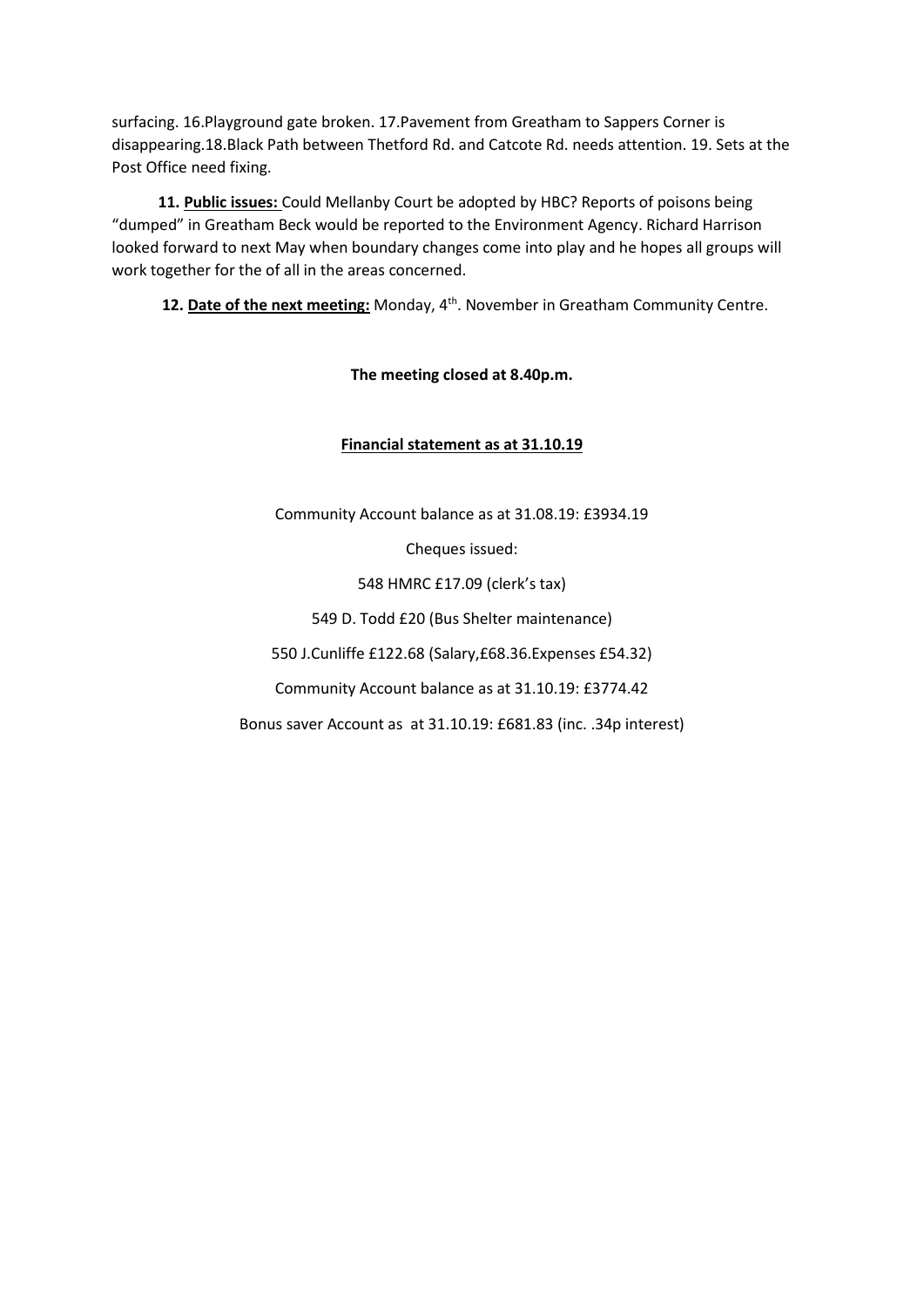surfacing. 16.Playground gate broken. 17.Pavement from Greatham to Sappers Corner is disappearing.18.Black Path between Thetford Rd. and Catcote Rd. needs attention. 19. Sets at the Post Office need fixing.

**11. Public issues:** Could Mellanby Court be adopted by HBC? Reports of poisons being "dumped" in Greatham Beck would be reported to the Environment Agency. Richard Harrison looked forward to next May when boundary changes come into play and he hopes all groups will work together for the of all in the areas concerned.

**12. Date of the next meeting:** Monday, 4th. November in Greatham Community Centre.

**The meeting closed at 8.40p.m.**

**Financial statement as at 31.10.19**

Community Account balance as at 31.08.19: £3934.19

Cheques issued:

548 HMRC £17.09 (clerk's tax)

549 D. Todd £20 (Bus Shelter maintenance)

550 J.Cunliffe £122.68 (Salary,£68.36.Expenses £54.32)

Community Account balance as at 31.10.19: £3774.42

Bonus saver Account as at 31.10.19: £681.83 (inc. .34p interest)